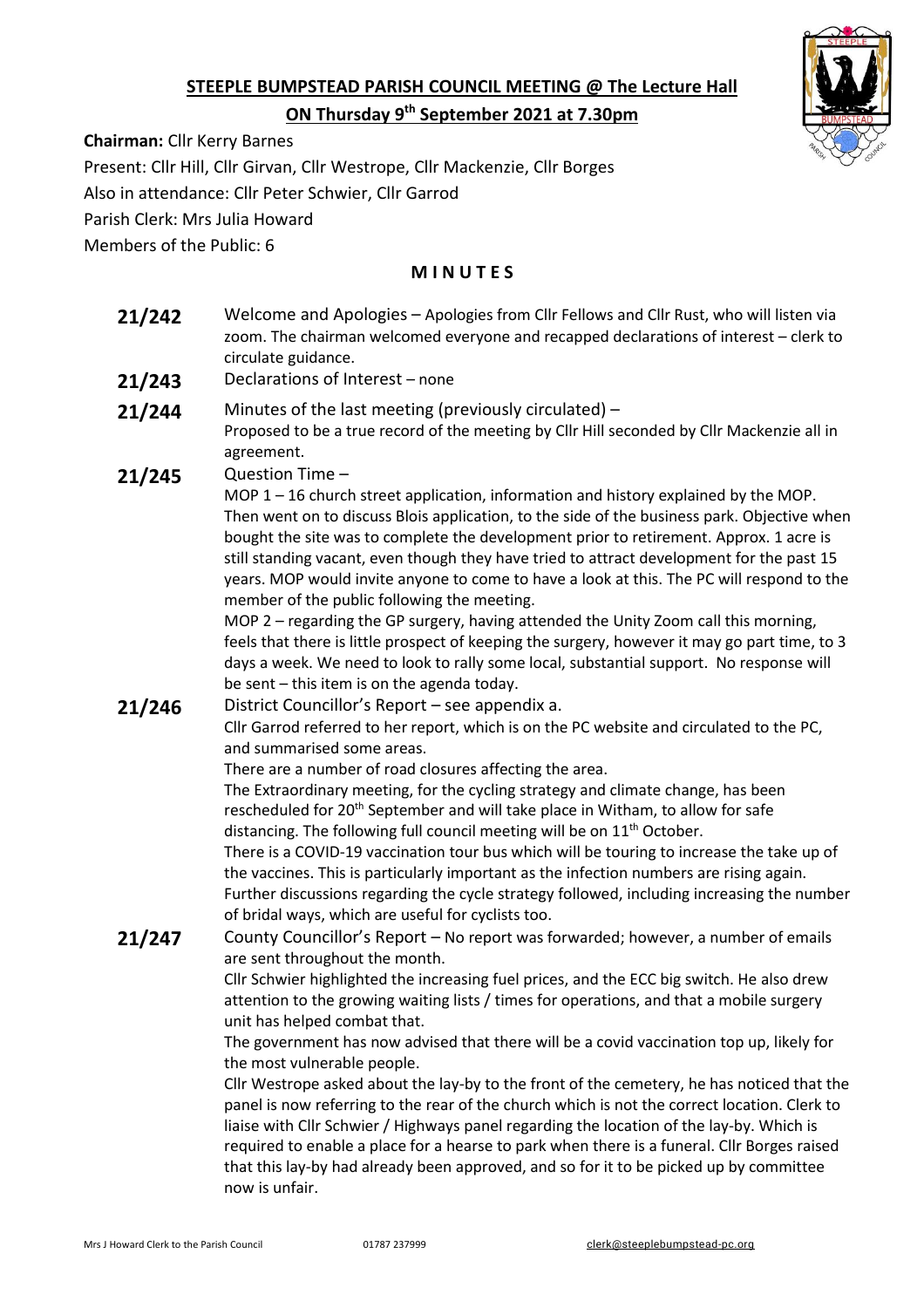# STEEPLE BUMPSTEAD PARISH COUNCIL MEETING @ The Lecture Hall

## ON Thursday 9th September 2021 at 7.30pm

**Chairman:** Cllr Kerry Barnes

Present: Cllr Hill, Cllr Girvan, Cllr Westrope, Cllr Mackenzie, Cllr Borges

Also in attendance: Cllr Peter Schwier, Cllr Garrod

Parish Clerk: Mrs Julia Howard

Members of the Public: 6

## M I N U T E S

**21/242** Welcome and Apologies – Apologies from Cllr Fellows and Cllr Rust, who will listen via zoom. The chairman welcomed everyone and recapped declarations of interest – clerk to circulate guidance.

**21/243** Declarations of Interest – none

**21/244** Minutes of the last meeting (previously circulated) –
Proposed to be a true record of the meeting by Cllr Hill seconded by Cllr Mackenzie all in agreement.

**21/245** Question Time –
MOP 1 – 16 church street application, information and history explained by the MOP. Then went on to discuss Blois application, to the side of the business park. Objective when bought the site was to complete the development prior to retirement. Approx. 1 acre is still standing vacant, even though they have tried to attract development for the past 15 years. MOP would invite anyone to come to have a look at this. The PC will respond to the member of the public following the meeting.
MOP 2 – regarding the GP surgery, having attended the Unity Zoom call this morning, feels that there is little prospect of keeping the surgery, however it may go part time, to 3 days a week. We need to look to rally some local, substantial support. No response will be sent – this item is on the agenda today.

**21/246** District Councillor's Report – see appendix a.
Cllr Garrod referred to her report, which is on the PC website and circulated to the PC, and summarised some areas.
There are a number of road closures affecting the area.
The Extraordinary meeting, for the cycling strategy and climate change, has been rescheduled for 20th September and will take place in Witham, to allow for safe distancing. The following full council meeting will be on 11th October.
There is a COVID-19 vaccination tour bus which will be touring to increase the take up of the vaccines. This is particularly important as the infection numbers are rising again.
Further discussions regarding the cycle strategy followed, including increasing the number of bridal ways, which are useful for cyclists too.

**21/247** County Councillor's Report – No report was forwarded; however, a number of emails are sent throughout the month.
Cllr Schwier highlighted the increasing fuel prices, and the ECC big switch. He also drew attention to the growing waiting lists / times for operations, and that a mobile surgery unit has helped combat that.
The government has now advised that there will be a covid vaccination top up, likely for the most vulnerable people.
Cllr Westrope asked about the lay-by to the front of the cemetery, he has noticed that the panel is now referring to the rear of the church which is not the correct location. Clerk to liaise with Cllr Schwier / Highways panel regarding the location of the lay-by. Which is required to enable a place for a hearse to park when there is a funeral. Cllr Borges raised that this lay-by had already been approved, and so for it to be picked up by committee now is unfair.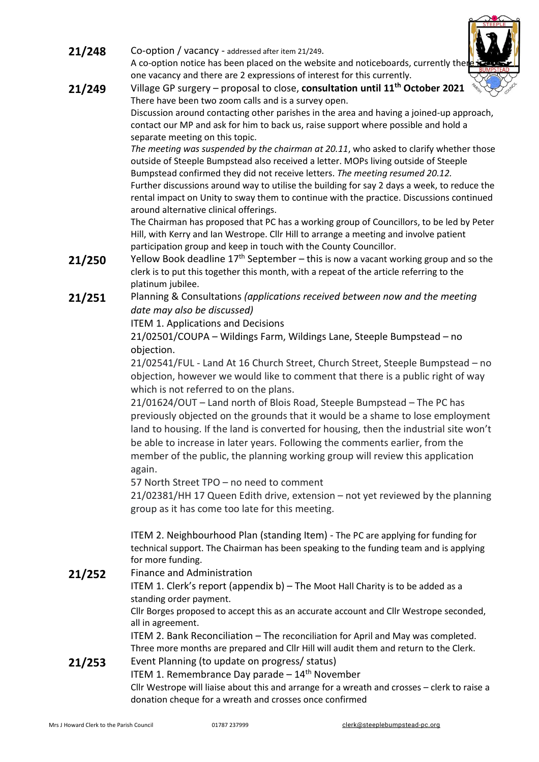**21/248** Co-option / vacancy - addressed after item 21/249.
A co-option notice has been placed on the website and noticeboards, currently there is one vacancy and there are 2 expressions of interest for this currently.

**21/249** Village GP surgery – proposal to close, **consultation until 11th October 2021**
There have been two zoom calls and is a survey open.
Discussion around contacting other parishes in the area and having a joined-up approach, contact our MP and ask for him to back us, raise support where possible and hold a separate meeting on this topic.
*The meeting was suspended by the chairman at 20.11*, who asked to clarify whether those outside of Steeple Bumpstead also received a letter. MOPs living outside of Steeple Bumpstead confirmed they did not receive letters. *The meeting resumed 20.12.*
Further discussions around way to utilise the building for say 2 days a week, to reduce the rental impact on Unity to sway them to continue with the practice. Discussions continued around alternative clinical offerings.
The Chairman has proposed that PC has a working group of Councillors, to be led by Peter Hill, with Kerry and Ian Westrope. Cllr Hill to arrange a meeting and involve patient participation group and keep in touch with the County Councillor.

**21/250** Yellow Book deadline 17th September – this is now a vacant working group and so the clerk is to put this together this month, with a repeat of the article referring to the platinum jubilee.

**21/251** Planning & Consultations *(applications received between now and the meeting date may also be discussed)*
ITEM 1. Applications and Decisions
21/02501/COUPA – Wildings Farm, Wildings Lane, Steeple Bumpstead – no objection.
21/02541/FUL - Land At 16 Church Street, Church Street, Steeple Bumpstead – no objection, however we would like to comment that there is a public right of way which is not referred to on the plans.
21/01624/OUT – Land north of Blois Road, Steeple Bumpstead – The PC has previously objected on the grounds that it would be a shame to lose employment land to housing. If the land is converted for housing, then the industrial site won't be able to increase in later years. Following the comments earlier, from the member of the public, the planning working group will review this application again.
57 North Street TPO – no need to comment
21/02381/HH 17 Queen Edith drive, extension – not yet reviewed by the planning group as it has come too late for this meeting.

ITEM 2. Neighbourhood Plan (standing Item) - The PC are applying for funding for technical support. The Chairman has been speaking to the funding team and is applying for more funding.

**21/252** Finance and Administration
ITEM 1. Clerk's report (appendix b) – The Moot Hall Charity is to be added as a standing order payment.
Cllr Borges proposed to accept this as an accurate account and Cllr Westrope seconded, all in agreement.
ITEM 2. Bank Reconciliation – The reconciliation for April and May was completed. Three more months are prepared and Cllr Hill will audit them and return to the Clerk.

**21/253** Event Planning (to update on progress/ status)
ITEM 1. Remembrance Day parade – 14th November
Cllr Westrope will liaise about this and arrange for a wreath and crosses – clerk to raise a donation cheque for a wreath and crosses once confirmed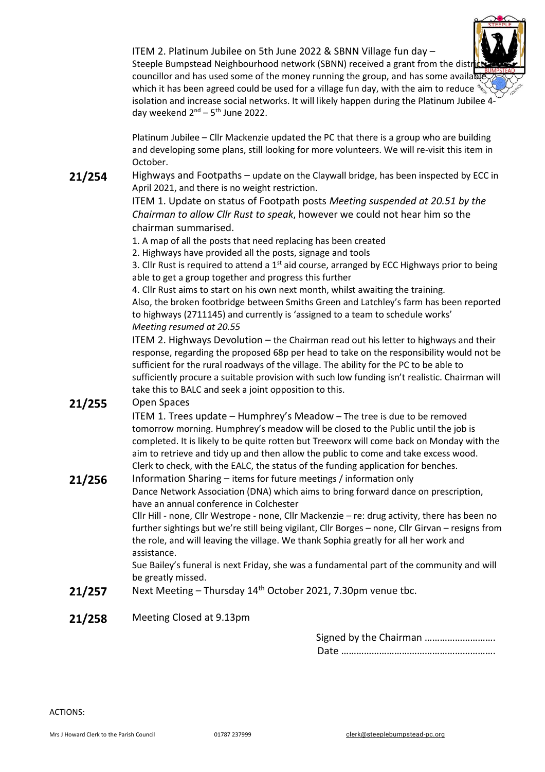ITEM 2. Platinum Jubilee on 5th June 2022 & SBNN Village fun day –
Steeple Bumpstead Neighbourhood network (SBNN) received a grant from the district councillor and has used some of the money running the group, and has some available which it has been agreed could be used for a village fun day, with the aim to reduce isolation and increase social networks. It will likely happen during the Platinum Jubilee 4-day weekend 2nd – 5th June 2022.

Platinum Jubilee – Cllr Mackenzie updated the PC that there is a group who are building and developing some plans, still looking for more volunteers. We will re-visit this item in October.

**21/254** Highways and Footpaths – update on the Claywall bridge, has been inspected by ECC in April 2021, and there is no weight restriction.

ITEM 1. Update on status of Footpath posts *Meeting suspended at 20.51 by the Chairman to allow Cllr Rust to speak*, however we could not hear him so the chairman summarised.

1. A map of all the posts that need replacing has been created
2. Highways have provided all the posts, signage and tools
3. Cllr Rust is required to attend a 1st aid course, arranged by ECC Highways prior to being able to get a group together and progress this further
4. Cllr Rust aims to start on his own next month, whilst awaiting the training.

Also, the broken footbridge between Smiths Green and Latchley's farm has been reported to highways (2711145) and currently is 'assigned to a team to schedule works'
*Meeting resumed at 20.55*

ITEM 2. Highways Devolution – the Chairman read out his letter to highways and their response, regarding the proposed 68p per head to take on the responsibility would not be sufficient for the rural roadways of the village. The ability for the PC to be able to sufficiently procure a suitable provision with such low funding isn't realistic. Chairman will take this to BALC and seek a joint opposition to this.

**21/255** Open Spaces

ITEM 1. Trees update – Humphrey's Meadow – The tree is due to be removed tomorrow morning. Humphrey's meadow will be closed to the Public until the job is completed. It is likely to be quite rotten but Treeworx will come back on Monday with the aim to retrieve and tidy up and then allow the public to come and take excess wood.
Clerk to check, with the EALC, the status of the funding application for benches.

**21/256** Information Sharing – items for future meetings / information only

Dance Network Association (DNA) which aims to bring forward dance on prescription, have an annual conference in Colchester

Cllr Hill - none, Cllr Westrope - none, Cllr Mackenzie – re: drug activity, there has been no further sightings but we're still being vigilant, Cllr Borges – none, Cllr Girvan – resigns from the role, and will leaving the village. We thank Sophia greatly for all her work and assistance.

Sue Bailey's funeral is next Friday, she was a fundamental part of the community and will be greatly missed.

**21/257** Next Meeting – Thursday 14th October 2021, 7.30pm venue tbc.

**21/258** Meeting Closed at 9.13pm

Signed by the Chairman ……………………….
Date …………………………………………………….

ACTIONS: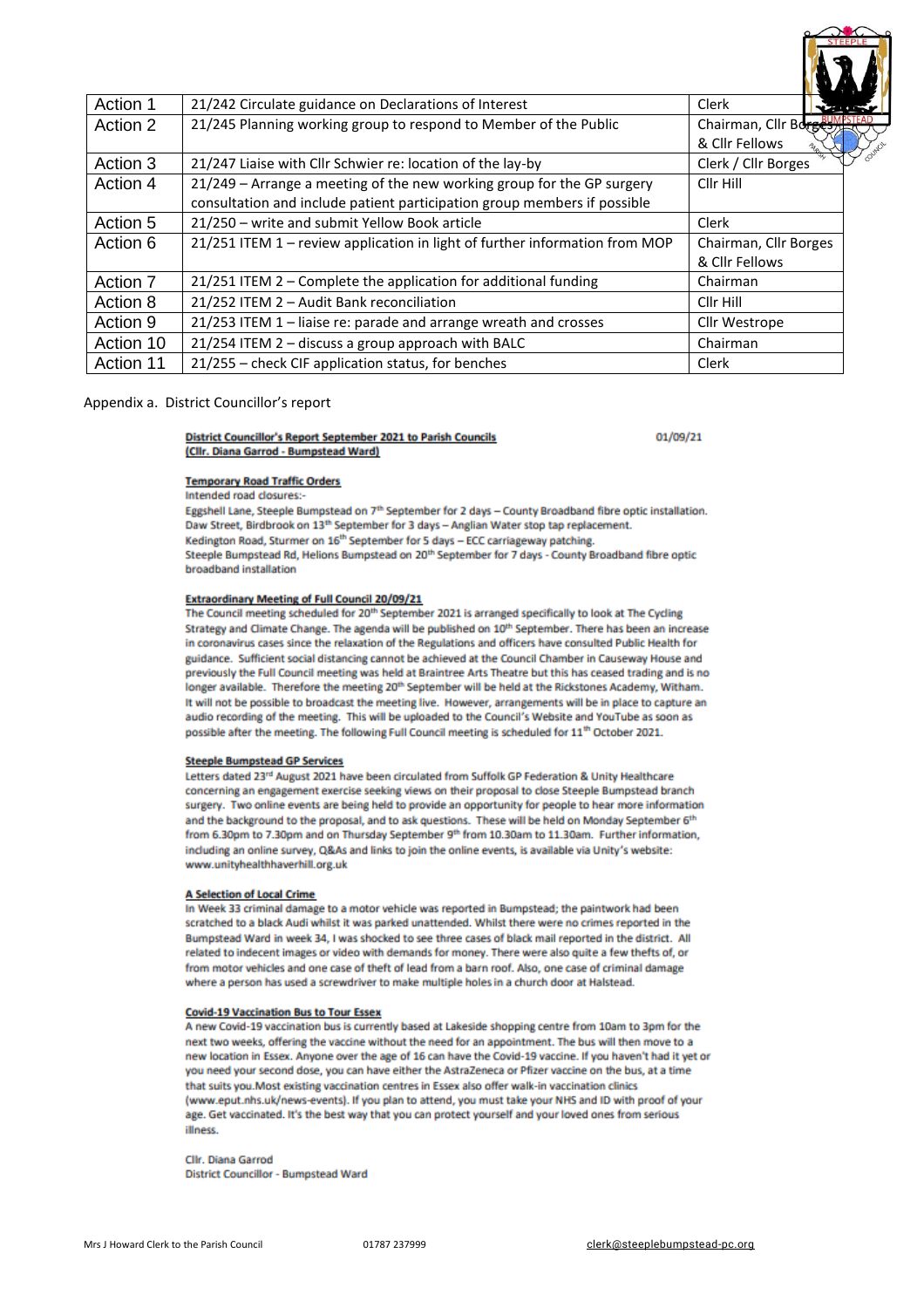| Action 1 | 21/242 Circulate guidance on Declarations of Interest | Clerk |
|---|---|---|
| Action 2 | 21/245 Planning working group to respond to Member of the Public | Chairman, Cllr Borges & Cllr Fellows |
| Action 3 | 21/247 Liaise with Cllr Schwier re: location of the lay-by | Clerk / Cllr Borges |
| Action 4 | 21/249 – Arrange a meeting of the new working group for the GP surgery consultation and include patient participation group members if possible | Cllr Hill |
| Action 5 | 21/250 – write and submit Yellow Book article | Clerk |
| Action 6 | 21/251 ITEM 1 – review application in light of further information from MOP | Chairman, Cllr Borges & Cllr Fellows |
| Action 7 | 21/251 ITEM 2 – Complete the application for additional funding | Chairman |
| Action 8 | 21/252 ITEM 2 – Audit Bank reconciliation | Cllr Hill |
| Action 9 | 21/253 ITEM 1 – liaise re: parade and arrange wreath and crosses | Cllr Westrope |
| Action 10 | 21/254 ITEM 2 – discuss a group approach with BALC | Chairman |
| Action 11 | 21/255 – check CIF application status, for benches | Clerk |

Appendix a. District Councillor's report

**District Councillor's Report September 2021 to Parish Councils**
**(Cllr. Diana Garrod - Bumpstead Ward)**

01/09/21

**Temporary Road Traffic Orders**

Intended road closures:-

Eggshell Lane, Steeple Bumpstead on 7th September for 2 days – County Broadband fibre optic installation.
Daw Street, Birdbrook on 13th September for 3 days – Anglian Water stop tap replacement.
Kedington Road, Sturmer on 16th September for 5 days – ECC carriageway patching.
Steeple Bumpstead Rd, Helions Bumpstead on 20th September for 7 days - County Broadband fibre optic broadband installation

**Extraordinary Meeting of Full Council 20/09/21**

The Council meeting scheduled for 20th September 2021 is arranged specifically to look at The Cycling Strategy and Climate Change. The agenda will be published on 10th September. There has been an increase in coronavirus cases since the relaxation of the Regulations and officers have consulted Public Health for guidance. Sufficient social distancing cannot be achieved at the Council Chamber in Causeway House and previously the Full Council meeting was held at Braintree Arts Theatre but this has ceased trading and is no longer available. Therefore the meeting 20th September will be held at the Rickstones Academy, Witham. It will not be possible to broadcast the meeting live. However, arrangements will be in place to capture an audio recording of the meeting. This will be uploaded to the Council's Website and YouTube as soon as possible after the meeting. The following Full Council meeting is scheduled for 11th October 2021.

**Steeple Bumpstead GP Services**

Letters dated 23rd August 2021 have been circulated from Suffolk GP Federation & Unity Healthcare concerning an engagement exercise seeking views on their proposal to close Steeple Bumpstead branch surgery. Two online events are being held to provide an opportunity for people to hear more information and the background to the proposal, and to ask questions. These will be held on Monday September 6th from 6.30pm to 7.30pm and on Thursday September 9th from 10.30am to 11.30am. Further information, including an online survey, Q&As and links to join the online events, is available via Unity's website: www.unityhealthhaverhill.org.uk

**A Selection of Local Crime**

In Week 33 criminal damage to a motor vehicle was reported in Bumpstead; the paintwork had been scratched to a black Audi whilst it was parked unattended. Whilst there were no crimes reported in the Bumpstead Ward in week 34, I was shocked to see three cases of black mail reported in the district. All related to indecent images or video with demands for money. There were also quite a few thefts of, or from motor vehicles and one case of theft of lead from a barn roof. Also, one case of criminal damage where a person has used a screwdriver to make multiple holes in a church door at Halstead.

**Covid-19 Vaccination Bus to Tour Essex**

A new Covid-19 vaccination bus is currently based at Lakeside shopping centre from 10am to 3pm for the next two weeks, offering the vaccine without the need for an appointment. The bus will then move to a new location in Essex. Anyone over the age of 16 can have the Covid-19 vaccine. If you haven't had it yet or you need your second dose, you can have either the AstraZeneca or Pfizer vaccine on the bus, at a time that suits you.Most existing vaccination centres in Essex also offer walk-in vaccination clinics (www.eput.nhs.uk/news-events). If you plan to attend, you must take your NHS and ID with proof of your age. Get vaccinated. It's the best way that you can protect yourself and your loved ones from serious illness.

Cllr. Diana Garrod
District Councillor - Bumpstead Ward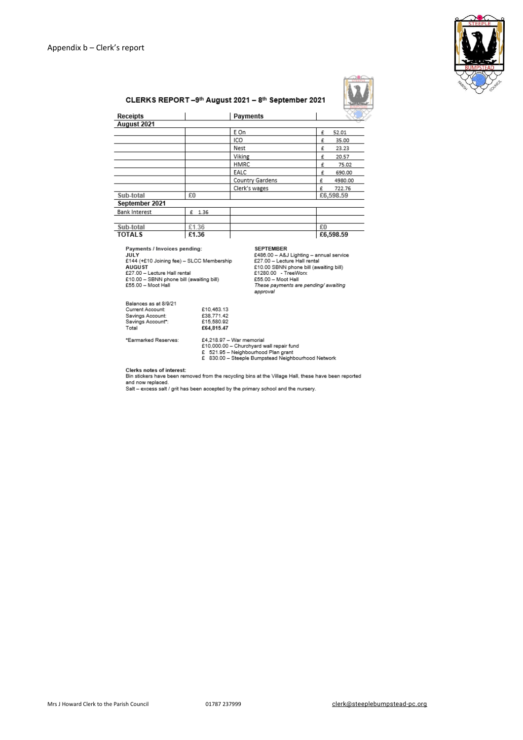Appendix b – Clerk's report

## CLERKS REPORT –9th August 2021 – 8th September 2021

| Receipts | | Payments | |
|---|---|---|---|
| **August 2021** | | | |
| | | E On | £ 52.01 |
| | | ICO | £ 35.00 |
| | | Nest | £ 23.23 |
| | | Viking | £ 20.57 |
| | | HMRC | £ 75.02 |
| | | EALC | £ 690.00 |
| | | Country Gardens | £ 4980.00 |
| | | Clerk's wages | £ 722.76 |
| Sub-total | £0 | | £6,598.59 |
| **September 2021** | | | |
| Bank Interest | £ 1.36 | | |
| | | | |
| Sub-total | £1.36 | | £0 |
| **TOTALS** | **£1.36** | | **£6,598.59** |

**Payments / Invoices pending:**

**JULY**
£144 (+£10 Joining fee) – SLCC Membership

**AUGUST**
£27.00 – Lecture Hall rental
£10.00 – SBNN phone bill (awaiting bill)
£55.00 – Moot Hall

**SEPTEMBER**
£486.00 – A&J Lighting – annual service
£27.00 – Lecture Hall rental
£10.00 SBNN phone bill (awaiting bill)
£1280.00 - TreeWorx
£55.00 – Moot Hall
*These payments are pending/ awaiting approval*

| Balances as at 8/9/21 | |
|---|---|
| Current Account: | £10,463.13 |
| Savings Account: | £38,771.42 |
| Savings Account*: | £15,580.92 |
| Total | **£64,815.47** |

*Earmarked Reserves:
£4,218.97 – War memorial
£10,000.00 – Churchyard wall repair fund
£ 521.95 – Neighbourhood Plan grant
£ 830.00 – Steeple Bumpstead Neighbourhood Network

**Clerks notes of interest:**
Bin stickers have been removed from the recycling bins at the Village Hall, these have been reported and now replaced.
Salt – excess salt / grit has been accepted by the primary school and the nursery.

Mrs J Howard Clerk to the Parish Council 01787 237999 clerk@steeplebumpstead-pc.org